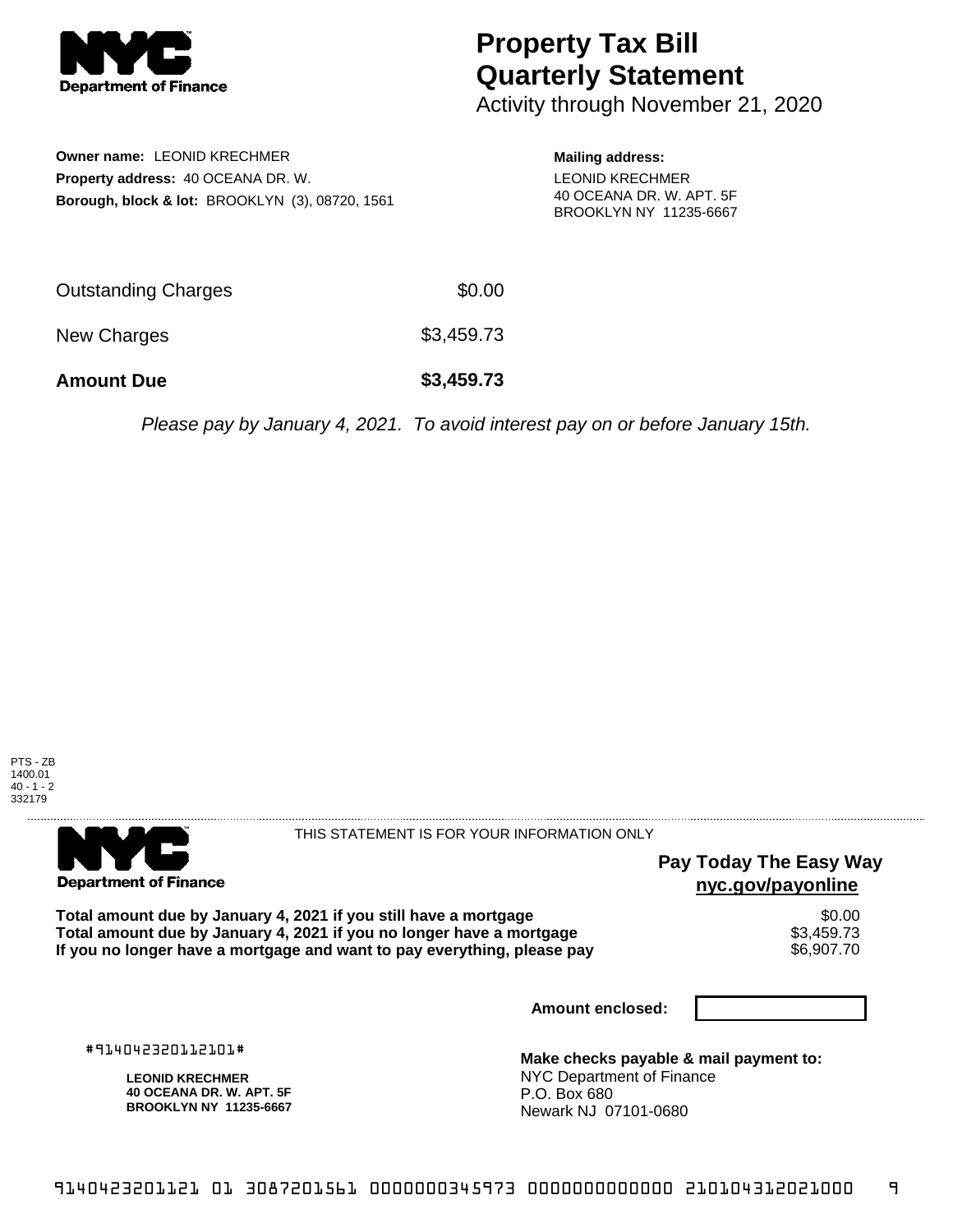**Department of Finance**

# Property Tax Bill Quarterly Statement

Activity through November 21, 2020

**Owner name:** LEONID KRECHMER
**Property address:** 40 OCEANA DR. W.
**Borough, block & lot:** BROOKLYN (3), 08720, 1561

**Mailing address:**
LEONID KRECHMER
40 OCEANA DR. W. APT. 5F
BROOKLYN NY 11235-6667

| | |
|---|---|
| Outstanding Charges | $0.00 |
| New Charges | $3,459.73 |
| **Amount Due** | **$3,459.73** |

*Please pay by January 4, 2021. To avoid interest pay on or before January 15th.*

PTS - ZB
1400.01
40 - 1 - 2
332179

**Department of Finance**

THIS STATEMENT IS FOR YOUR INFORMATION ONLY

**Pay Today The Easy Way**
**nyc.gov/payonline**

| | |
|---|---|
| **Total amount due by January 4, 2021 if you still have a mortgage** | $0.00 |
| **Total amount due by January 4, 2021 if you no longer have a mortgage** | $3,459.73 |
| **If you no longer have a mortgage and want to pay everything, please pay** | $6,907.70 |

**Amount enclosed:**

#914042320112101#

**LEONID KRECHMER**
**40 OCEANA DR. W. APT. 5F**
**BROOKLYN NY 11235-6667**

**Make checks payable & mail payment to:**
NYC Department of Finance
P.O. Box 680
Newark NJ 07101-0680

9140423201121 01 3087201561 0000000345973 0000000000000 210104312021000 9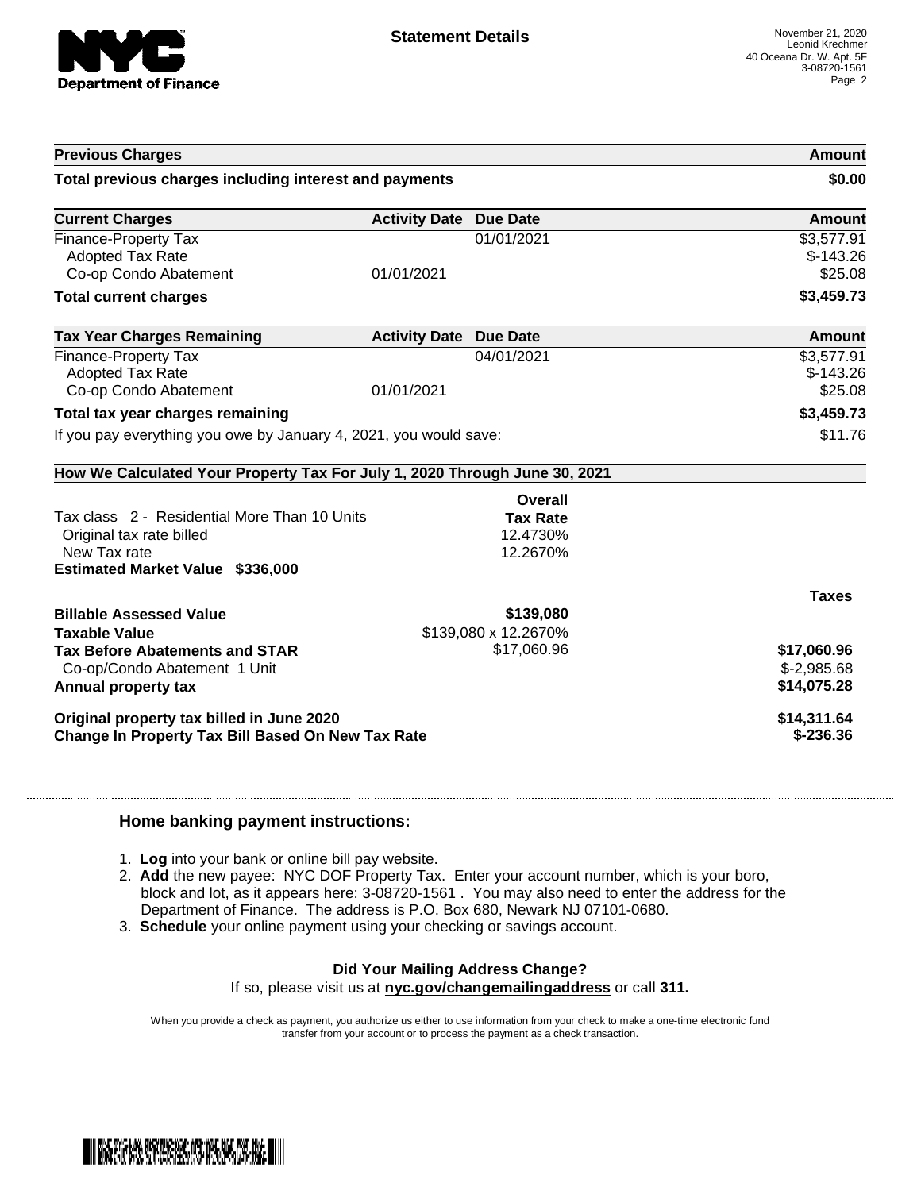# Statement Details

November 21, 2020
Leonid Krechmer
40 Oceana Dr. W. Apt. 5F
3-08720-1561

| Previous Charges | | | Amount |
| --- | --- | --- | --- |
| **Total previous charges including interest and payments** | | | **$0.00** |

| Current Charges | Activity Date | Due Date | Amount |
| --- | --- | --- | --- |
| Finance-Property Tax | | 01/01/2021 | $3,577.91 |
| Adopted Tax Rate | | | $-143.26 |
| Co-op Condo Abatement | 01/01/2021 | | $25.08 |
| **Total current charges** | | | **$3,459.73** |

| Tax Year Charges Remaining | Activity Date | Due Date | Amount |
| --- | --- | --- | --- |
| Finance-Property Tax | | 04/01/2021 | $3,577.91 |
| Adopted Tax Rate | | | $-143.26 |
| Co-op Condo Abatement | 01/01/2021 | | $25.08 |
| **Total tax year charges remaining** | | | **$3,459.73** |
| If you pay everything you owe by January 4, 2021, you would save: | | | $11.76 |

## How We Calculated Your Property Tax For July 1, 2020 Through June 30, 2021

| | Overall Tax Rate | |
| --- | --- | --- |
| Tax class 2 - Residential More Than 10 Units | | |
| Original tax rate billed | 12.4730% | |
| New Tax rate | 12.2670% | |
| **Estimated Market Value $336,000** | | |
| | | **Taxes** |
| **Billable Assessed Value** | **$139,080** | |
| **Taxable Value** | $139,080 x 12.2670% | |
| **Tax Before Abatements and STAR** | $17,060.96 | **$17,060.96** |
| Co-op/Condo Abatement 1 Unit | | $-2,985.68 |
| **Annual property tax** | | **$14,075.28** |
| **Original property tax billed in June 2020** | | **$14,311.64** |
| **Change In Property Tax Bill Based On New Tax Rate** | | **$-236.36** |

### Home banking payment instructions:

1. **Log** into your bank or online bill pay website.
2. **Add** the new payee: NYC DOF Property Tax. Enter your account number, which is your boro, block and lot, as it appears here: 3-08720-1561 . You may also need to enter the address for the Department of Finance. The address is P.O. Box 680, Newark NJ 07101-0680.
3. **Schedule** your online payment using your checking or savings account.

**Did Your Mailing Address Change?**

If so, please visit us at **nyc.gov/changemailingaddress** or call **311.**

When you provide a check as payment, you authorize us either to use information from your check to make a one-time electronic fund transfer from your account or to process the payment as a check transaction.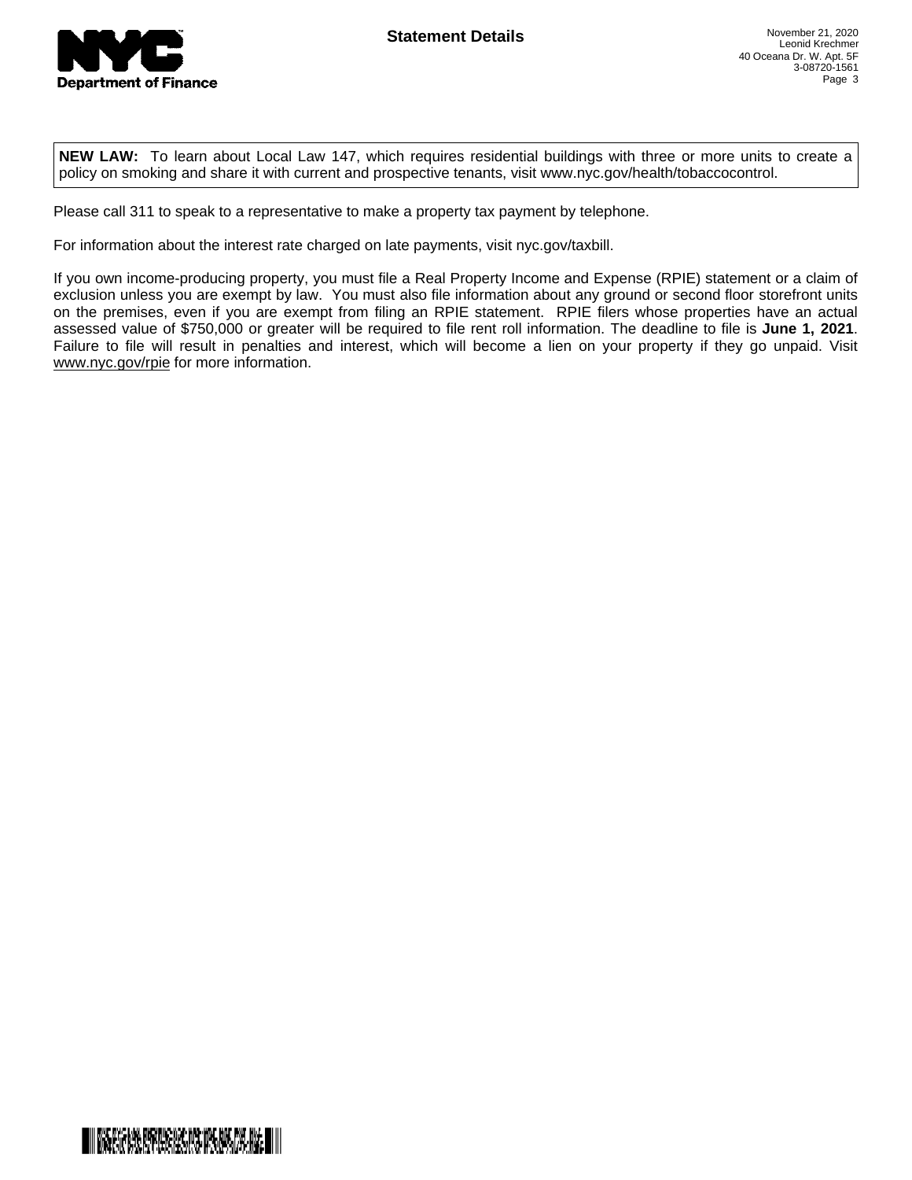**NEW LAW:** To learn about Local Law 147, which requires residential buildings with three or more units to create a policy on smoking and share it with current and prospective tenants, visit www.nyc.gov/health/tobaccocontrol.

Please call 311 to speak to a representative to make a property tax payment by telephone.

For information about the interest rate charged on late payments, visit nyc.gov/taxbill.

If you own income-producing property, you must file a Real Property Income and Expense (RPIE) statement or a claim of exclusion unless you are exempt by law. You must also file information about any ground or second floor storefront units on the premises, even if you are exempt from filing an RPIE statement. RPIE filers whose properties have an actual assessed value of $750,000 or greater will be required to file rent roll information. The deadline to file is **June 1, 2021**. Failure to file will result in penalties and interest, which will become a lien on your property if they go unpaid. Visit www.nyc.gov/rpie for more information.